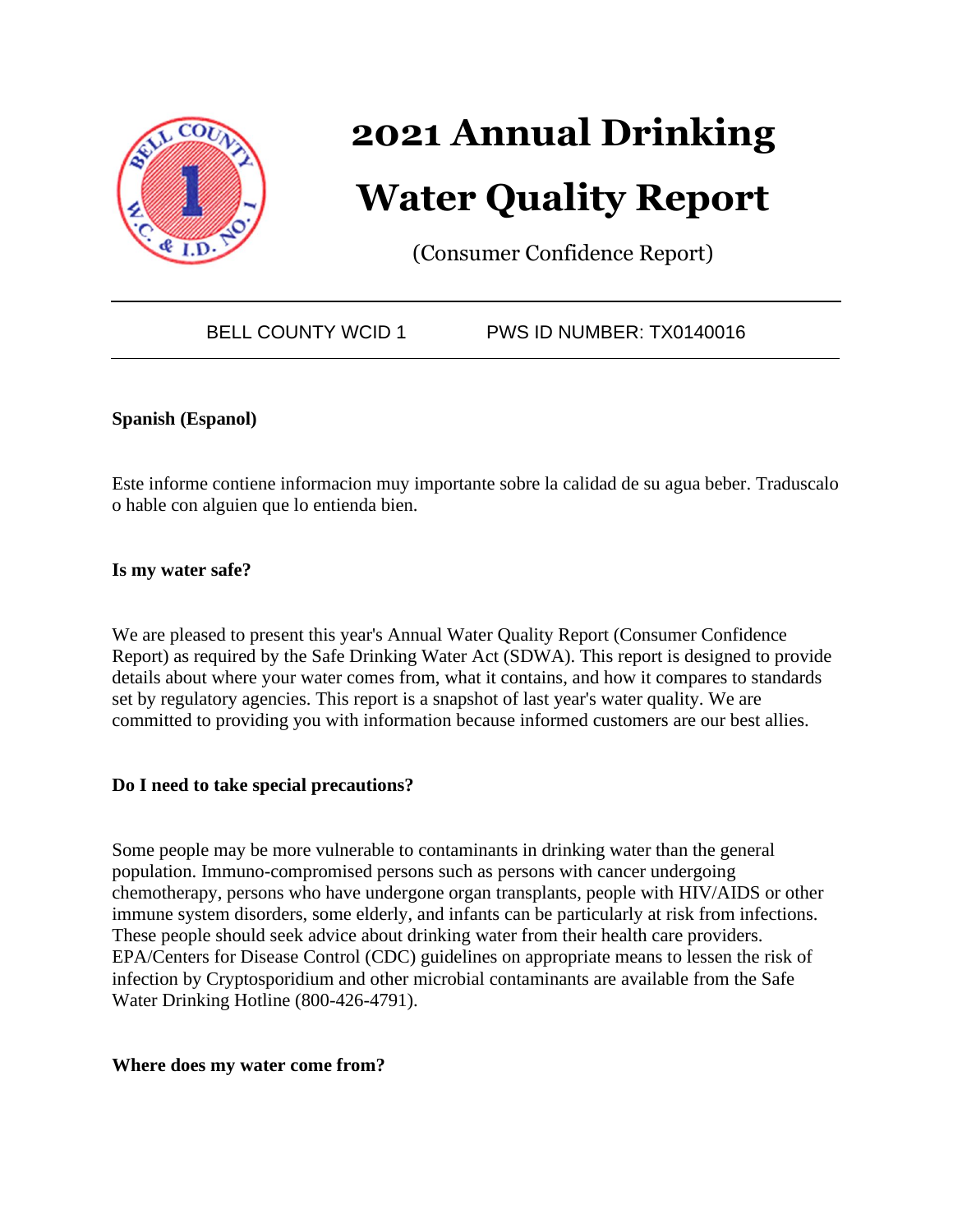# 2021 Annual Drinking Water Quality Report

(Consumer Confidence Report)

BELL COUNTY WCID 1 PWS ID NUMBER: TX0140016

**Spanish (Espanol)**

Este informe contiene informacion muy importante sobre la calidad de su agua beber. Traduscalo o hable con alguien que lo entienda bien.

**Is my water safe?**

We are pleased to present this year's Annual Water Quality Report (Consumer Confidence Report) as required by the Safe Drinking Water Act (SDWA). This report is designed to provide details about where your water comes from, what it contains, and how it compares to standards set by regulatory agencies. This report is a snapshot of last year's water quality. We are committed to providing you with information because informed customers are our best allies.

**Do I need to take special precautions?**

Some people may be more vulnerable to contaminants in drinking water than the general population. Immuno-compromised persons such as persons with cancer undergoing chemotherapy, persons who have undergone organ transplants, people with HIV/AIDS or other immune system disorders, some elderly, and infants can be particularly at risk from infections. These people should seek advice about drinking water from their health care providers. EPA/Centers for Disease Control (CDC) guidelines on appropriate means to lessen the risk of infection by Cryptosporidium and other microbial contaminants are available from the Safe Water Drinking Hotline (800-426-4791).

**Where does my water come from?**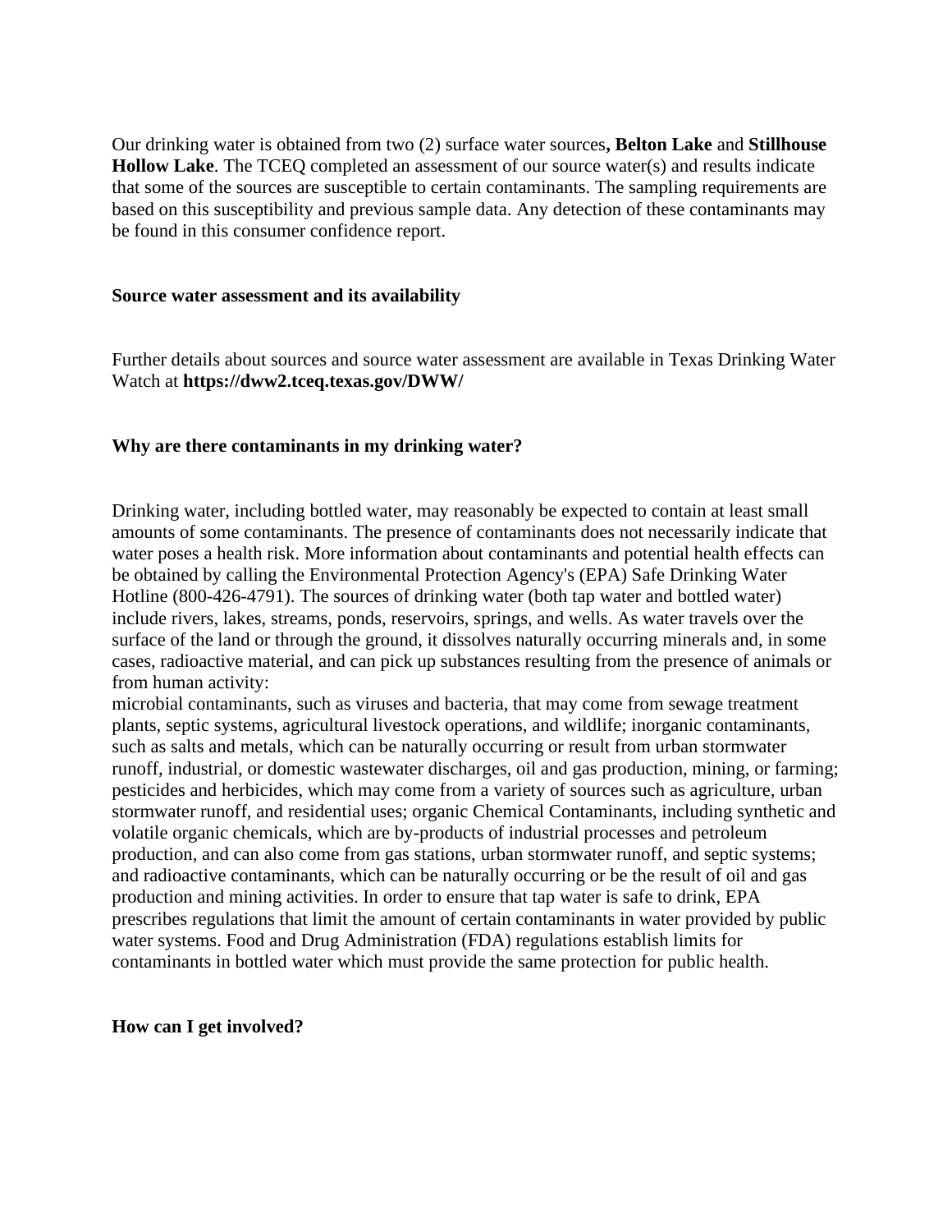Our drinking water is obtained from two (2) surface water sources**, Belton Lake** and **Stillhouse Hollow Lake**. The TCEQ completed an assessment of our source water(s) and results indicate that some of the sources are susceptible to certain contaminants. The sampling requirements are based on this susceptibility and previous sample data. Any detection of these contaminants may be found in this consumer confidence report.

**Source water assessment and its availability**

Further details about sources and source water assessment are available in Texas Drinking Water Watch at **https://dww2.tceq.texas.gov/DWW/**

**Why are there contaminants in my drinking water?**

Drinking water, including bottled water, may reasonably be expected to contain at least small amounts of some contaminants. The presence of contaminants does not necessarily indicate that water poses a health risk. More information about contaminants and potential health effects can be obtained by calling the Environmental Protection Agency's (EPA) Safe Drinking Water Hotline (800-426-4791). The sources of drinking water (both tap water and bottled water) include rivers, lakes, streams, ponds, reservoirs, springs, and wells. As water travels over the surface of the land or through the ground, it dissolves naturally occurring minerals and, in some cases, radioactive material, and can pick up substances resulting from the presence of animals or from human activity:
microbial contaminants, such as viruses and bacteria, that may come from sewage treatment plants, septic systems, agricultural livestock operations, and wildlife; inorganic contaminants, such as salts and metals, which can be naturally occurring or result from urban stormwater runoff, industrial, or domestic wastewater discharges, oil and gas production, mining, or farming; pesticides and herbicides, which may come from a variety of sources such as agriculture, urban stormwater runoff, and residential uses; organic Chemical Contaminants, including synthetic and volatile organic chemicals, which are by-products of industrial processes and petroleum production, and can also come from gas stations, urban stormwater runoff, and septic systems; and radioactive contaminants, which can be naturally occurring or be the result of oil and gas production and mining activities. In order to ensure that tap water is safe to drink, EPA prescribes regulations that limit the amount of certain contaminants in water provided by public water systems. Food and Drug Administration (FDA) regulations establish limits for contaminants in bottled water which must provide the same protection for public health.

**How can I get involved?**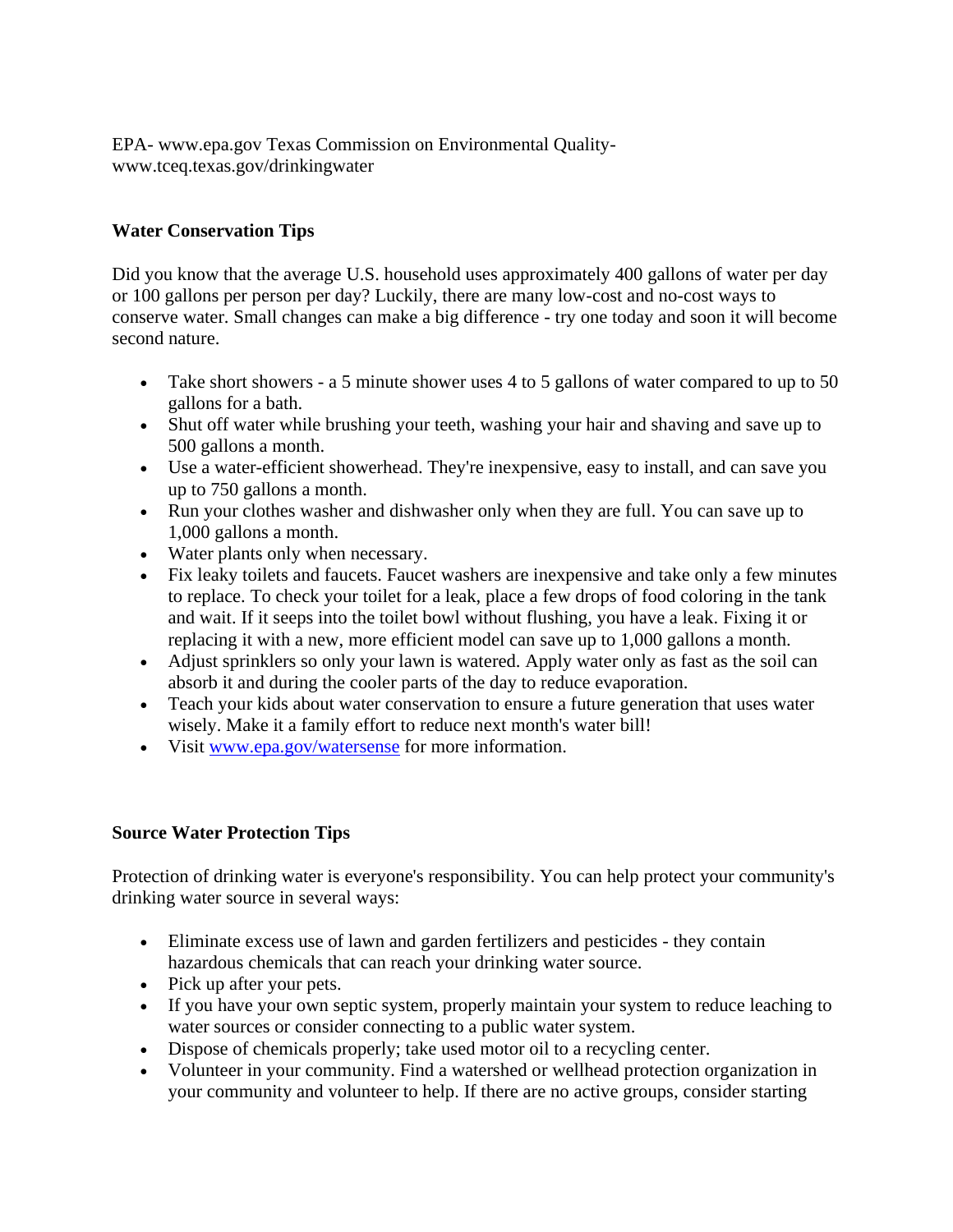EPA- www.epa.gov Texas Commission on Environmental Quality- www.tceq.texas.gov/drinkingwater

**Water Conservation Tips**

Did you know that the average U.S. household uses approximately 400 gallons of water per day or 100 gallons per person per day? Luckily, there are many low-cost and no-cost ways to conserve water. Small changes can make a big difference - try one today and soon it will become second nature.

- Take short showers - a 5 minute shower uses 4 to 5 gallons of water compared to up to 50 gallons for a bath.
- Shut off water while brushing your teeth, washing your hair and shaving and save up to 500 gallons a month.
- Use a water-efficient showerhead. They're inexpensive, easy to install, and can save you up to 750 gallons a month.
- Run your clothes washer and dishwasher only when they are full. You can save up to 1,000 gallons a month.
- Water plants only when necessary.
- Fix leaky toilets and faucets. Faucet washers are inexpensive and take only a few minutes to replace. To check your toilet for a leak, place a few drops of food coloring in the tank and wait. If it seeps into the toilet bowl without flushing, you have a leak. Fixing it or replacing it with a new, more efficient model can save up to 1,000 gallons a month.
- Adjust sprinklers so only your lawn is watered. Apply water only as fast as the soil can absorb it and during the cooler parts of the day to reduce evaporation.
- Teach your kids about water conservation to ensure a future generation that uses water wisely. Make it a family effort to reduce next month's water bill!
- Visit [www.epa.gov/watersense](www.epa.gov/watersense) for more information.

**Source Water Protection Tips**

Protection of drinking water is everyone's responsibility. You can help protect your community's drinking water source in several ways:

- Eliminate excess use of lawn and garden fertilizers and pesticides - they contain hazardous chemicals that can reach your drinking water source.
- Pick up after your pets.
- If you have your own septic system, properly maintain your system to reduce leaching to water sources or consider connecting to a public water system.
- Dispose of chemicals properly; take used motor oil to a recycling center.
- Volunteer in your community. Find a watershed or wellhead protection organization in your community and volunteer to help. If there are no active groups, consider starting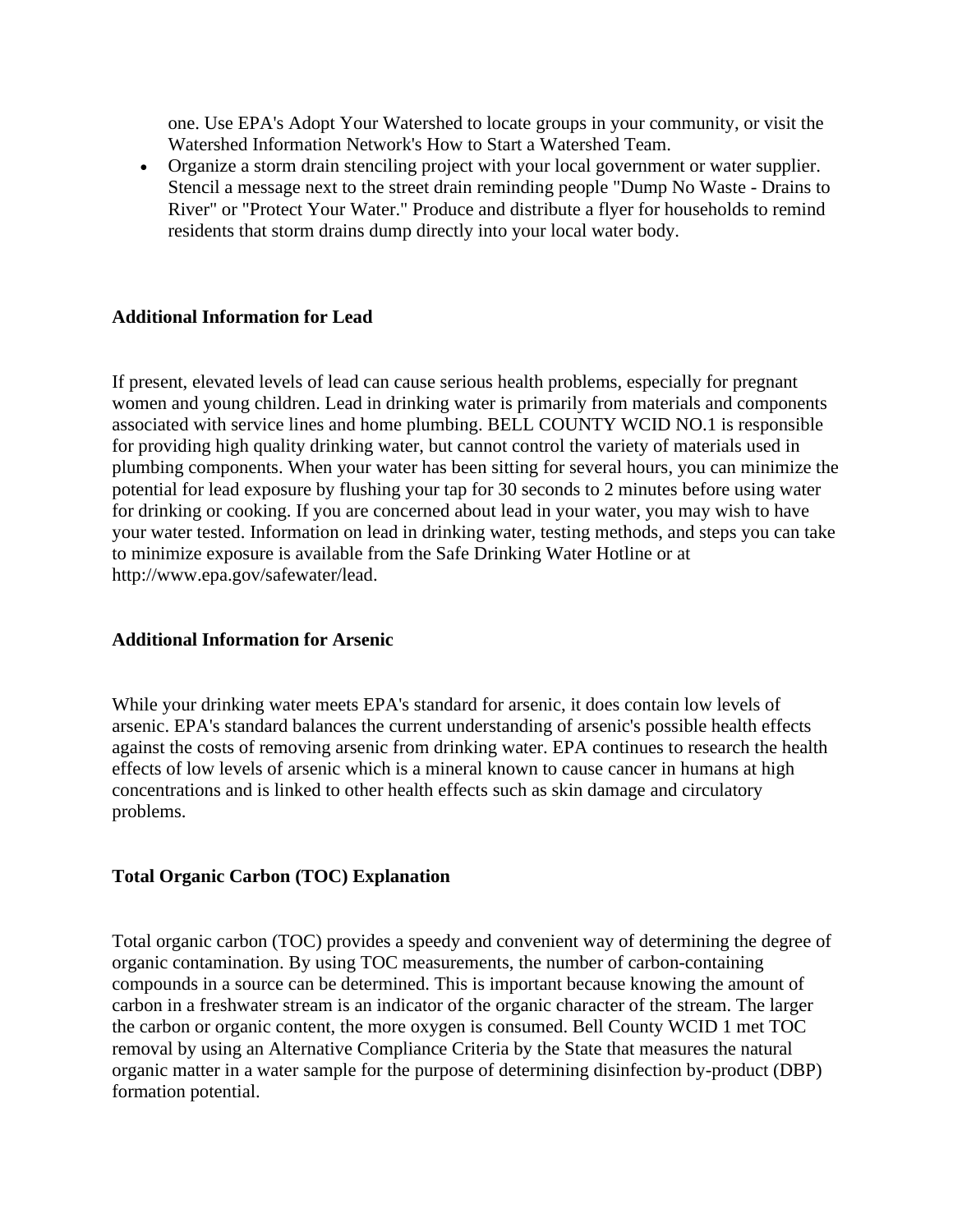one. Use EPA's Adopt Your Watershed to locate groups in your community, or visit the Watershed Information Network's How to Start a Watershed Team.

- Organize a storm drain stenciling project with your local government or water supplier. Stencil a message next to the street drain reminding people "Dump No Waste - Drains to River" or "Protect Your Water." Produce and distribute a flyer for households to remind residents that storm drains dump directly into your local water body.

**Additional Information for Lead**

If present, elevated levels of lead can cause serious health problems, especially for pregnant women and young children. Lead in drinking water is primarily from materials and components associated with service lines and home plumbing. BELL COUNTY WCID NO.1 is responsible for providing high quality drinking water, but cannot control the variety of materials used in plumbing components. When your water has been sitting for several hours, you can minimize the potential for lead exposure by flushing your tap for 30 seconds to 2 minutes before using water for drinking or cooking. If you are concerned about lead in your water, you may wish to have your water tested. Information on lead in drinking water, testing methods, and steps you can take to minimize exposure is available from the Safe Drinking Water Hotline or at http://www.epa.gov/safewater/lead.

**Additional Information for Arsenic**

While your drinking water meets EPA's standard for arsenic, it does contain low levels of arsenic. EPA's standard balances the current understanding of arsenic's possible health effects against the costs of removing arsenic from drinking water. EPA continues to research the health effects of low levels of arsenic which is a mineral known to cause cancer in humans at high concentrations and is linked to other health effects such as skin damage and circulatory problems.

**Total Organic Carbon (TOC) Explanation**

Total organic carbon (TOC) provides a speedy and convenient way of determining the degree of organic contamination. By using TOC measurements, the number of carbon-containing compounds in a source can be determined. This is important because knowing the amount of carbon in a freshwater stream is an indicator of the organic character of the stream. The larger the carbon or organic content, the more oxygen is consumed. Bell County WCID 1 met TOC removal by using an Alternative Compliance Criteria by the State that measures the natural organic matter in a water sample for the purpose of determining disinfection by-product (DBP) formation potential.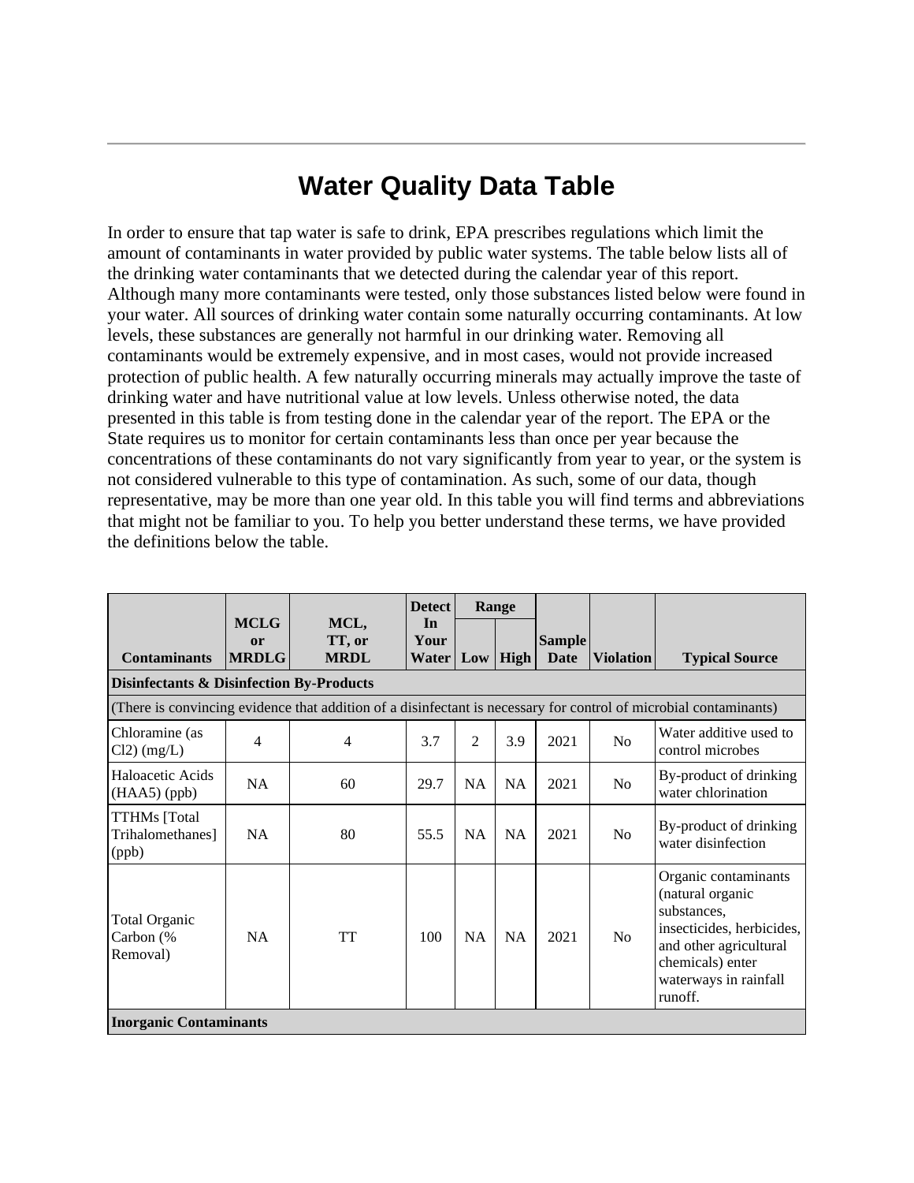# Water Quality Data Table

In order to ensure that tap water is safe to drink, EPA prescribes regulations which limit the amount of contaminants in water provided by public water systems. The table below lists all of the drinking water contaminants that we detected during the calendar year of this report. Although many more contaminants were tested, only those substances listed below were found in your water. All sources of drinking water contain some naturally occurring contaminants. At low levels, these substances are generally not harmful in our drinking water. Removing all contaminants would be extremely expensive, and in most cases, would not provide increased protection of public health. A few naturally occurring minerals may actually improve the taste of drinking water and have nutritional value at low levels. Unless otherwise noted, the data presented in this table is from testing done in the calendar year of the report. The EPA or the State requires us to monitor for certain contaminants less than once per year because the concentrations of these contaminants do not vary significantly from year to year, or the system is not considered vulnerable to this type of contamination. As such, some of our data, though representative, may be more than one year old. In this table you will find terms and abbreviations that might not be familiar to you. To help you better understand these terms, we have provided the definitions below the table.

| Contaminants | MCLG or MRDLG | MCL, TT, or MRDL | Detect In Your Water | Range | | Sample Date | Violation | Typical Source |
|---|---|---|---|---|---|---|---|---|
| | | | | Low | High | | | |
| **Disinfectants & Disinfection By-Products** | | | | | | | | |
| (There is convincing evidence that addition of a disinfectant is necessary for control of microbial contaminants) | | | | | | | | |
| Chloramine (as Cl2) (mg/L) | 4 | 4 | 3.7 | 2 | 3.9 | 2021 | No | Water additive used to control microbes |
| Haloacetic Acids (HAA5) (ppb) | NA | 60 | 29.7 | NA | NA | 2021 | No | By-product of drinking water chlorination |
| TTHMs [Total Trihalomethanes] (ppb) | NA | 80 | 55.5 | NA | NA | 2021 | No | By-product of drinking water disinfection |
| Total Organic Carbon (% Removal) | NA | TT | 100 | NA | NA | 2021 | No | Organic contaminants (natural organic substances, insecticides, herbicides, and other agricultural chemicals) enter waterways in rainfall runoff. |
| **Inorganic Contaminants** | | | | | | | | |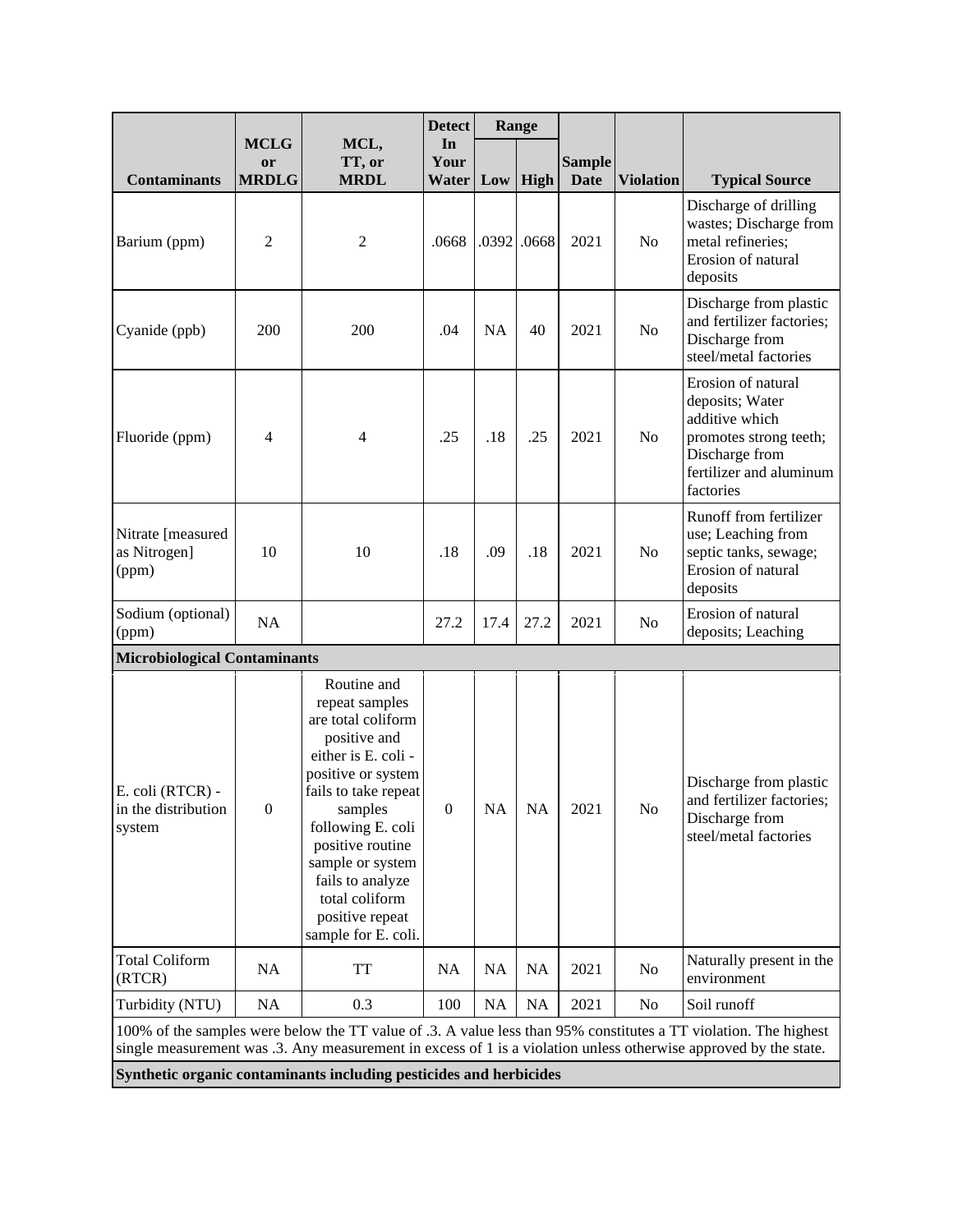| Contaminants | MCLG or MRDLG | MCL, TT, or MRDL | Detect In Your Water | Range | | Sample Date | Violation | Typical Source |
|---|---|---|---|---|---|---|---|---|
| | | | | Low | High | | | |
| Barium (ppm) | 2 | 2 | .0668 | .0392 | .0668 | 2021 | No | Discharge of drilling wastes; Discharge from metal refineries; Erosion of natural deposits |
| Cyanide (ppb) | 200 | 200 | .04 | NA | 40 | 2021 | No | Discharge from plastic and fertilizer factories; Discharge from steel/metal factories |
| Fluoride (ppm) | 4 | 4 | .25 | .18 | .25 | 2021 | No | Erosion of natural deposits; Water additive which promotes strong teeth; Discharge from fertilizer and aluminum factories |
| Nitrate [measured as Nitrogen] (ppm) | 10 | 10 | .18 | .09 | .18 | 2021 | No | Runoff from fertilizer use; Leaching from septic tanks, sewage; Erosion of natural deposits |
| Sodium (optional) (ppm) | NA | | 27.2 | 17.4 | 27.2 | 2021 | No | Erosion of natural deposits; Leaching |
| **Microbiological Contaminants** | | | | | | | | |
| E. coli (RTCR) - in the distribution system | 0 | Routine and repeat samples are total coliform positive and either is E. coli - positive or system fails to take repeat samples following E. coli positive routine sample or system fails to analyze total coliform positive repeat sample for E. coli. | 0 | NA | NA | 2021 | No | Discharge from plastic and fertilizer factories; Discharge from steel/metal factories |
| Total Coliform (RTCR) | NA | TT | NA | NA | NA | 2021 | No | Naturally present in the environment |
| Turbidity (NTU) | NA | 0.3 | 100 | NA | NA | 2021 | No | Soil runoff |
| 100% of the samples were below the TT value of .3. A value less than 95% constitutes a TT violation. The highest single measurement was .3. Any measurement in excess of 1 is a violation unless otherwise approved by the state. | | | | | | | | |
| **Synthetic organic contaminants including pesticides and herbicides** | | | | | | | | |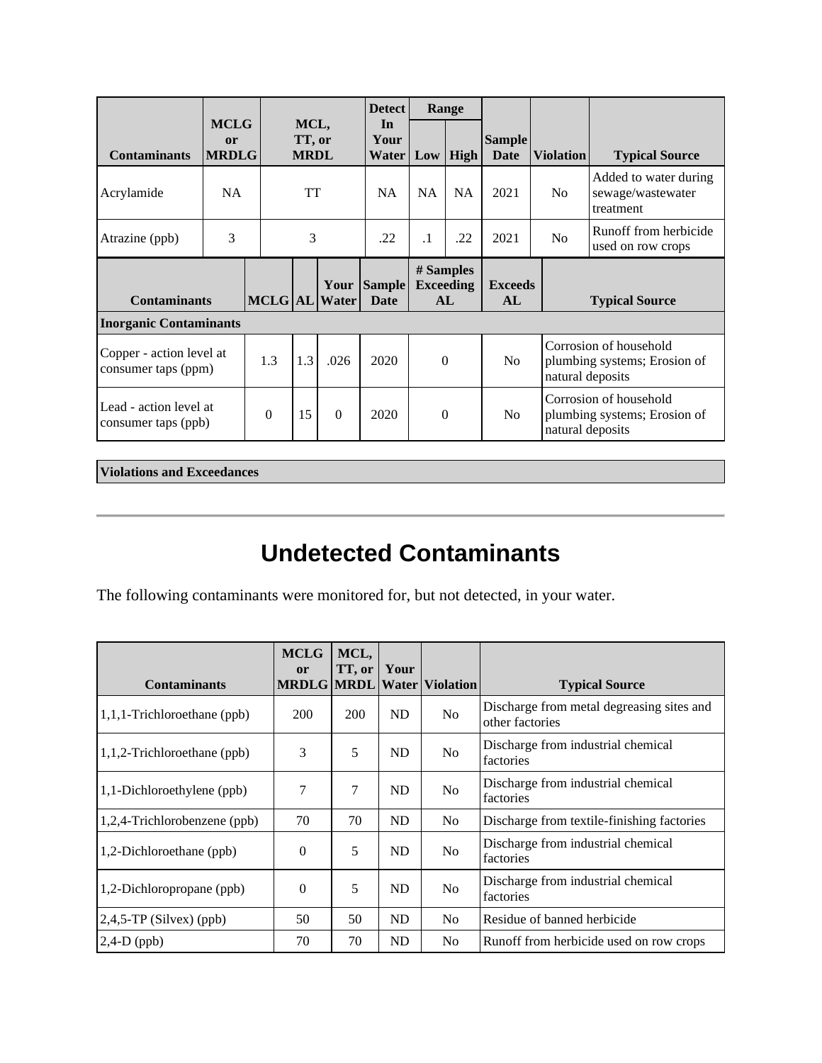| Contaminants | MCLG or MRDLG | MCL, TT, or MRDL | Detect In Your Water | Range Low | Range High | Sample Date | Violation | Typical Source |
|---|---|---|---|---|---|---|---|---|
| Acrylamide | NA | TT | NA | NA | NA | 2021 | No | Added to water during sewage/wastewater treatment |
| Atrazine (ppb) | 3 | 3 | .22 | .1 | .22 | 2021 | No | Runoff from herbicide used on row crops |

| Contaminants | MCLG | AL | Your Water | Sample Date | # Samples Exceeding AL | Exceeds AL | Typical Source |
|---|---|---|---|---|---|---|---|
| **Inorganic Contaminants** | | | | | | | |
| Copper - action level at consumer taps (ppm) | 1.3 | 1.3 | .026 | 2020 | 0 | No | Corrosion of household plumbing systems; Erosion of natural deposits |
| Lead - action level at consumer taps (ppb) | 0 | 15 | 0 | 2020 | 0 | No | Corrosion of household plumbing systems; Erosion of natural deposits |

**Violations and Exceedances**

---

# Undetected Contaminants

The following contaminants were monitored for, but not detected, in your water.

| Contaminants | MCLG or MRDLG | MCL, TT, or MRDL | Your Water | Violation | Typical Source |
|---|---|---|---|---|---|
| 1,1,1-Trichloroethane (ppb) | 200 | 200 | ND | No | Discharge from metal degreasing sites and other factories |
| 1,1,2-Trichloroethane (ppb) | 3 | 5 | ND | No | Discharge from industrial chemical factories |
| 1,1-Dichloroethylene (ppb) | 7 | 7 | ND | No | Discharge from industrial chemical factories |
| 1,2,4-Trichlorobenzene (ppb) | 70 | 70 | ND | No | Discharge from textile-finishing factories |
| 1,2-Dichloroethane (ppb) | 0 | 5 | ND | No | Discharge from industrial chemical factories |
| 1,2-Dichloropropane (ppb) | 0 | 5 | ND | No | Discharge from industrial chemical factories |
| 2,4,5-TP (Silvex) (ppb) | 50 | 50 | ND | No | Residue of banned herbicide |
| 2,4-D (ppb) | 70 | 70 | ND | No | Runoff from herbicide used on row crops |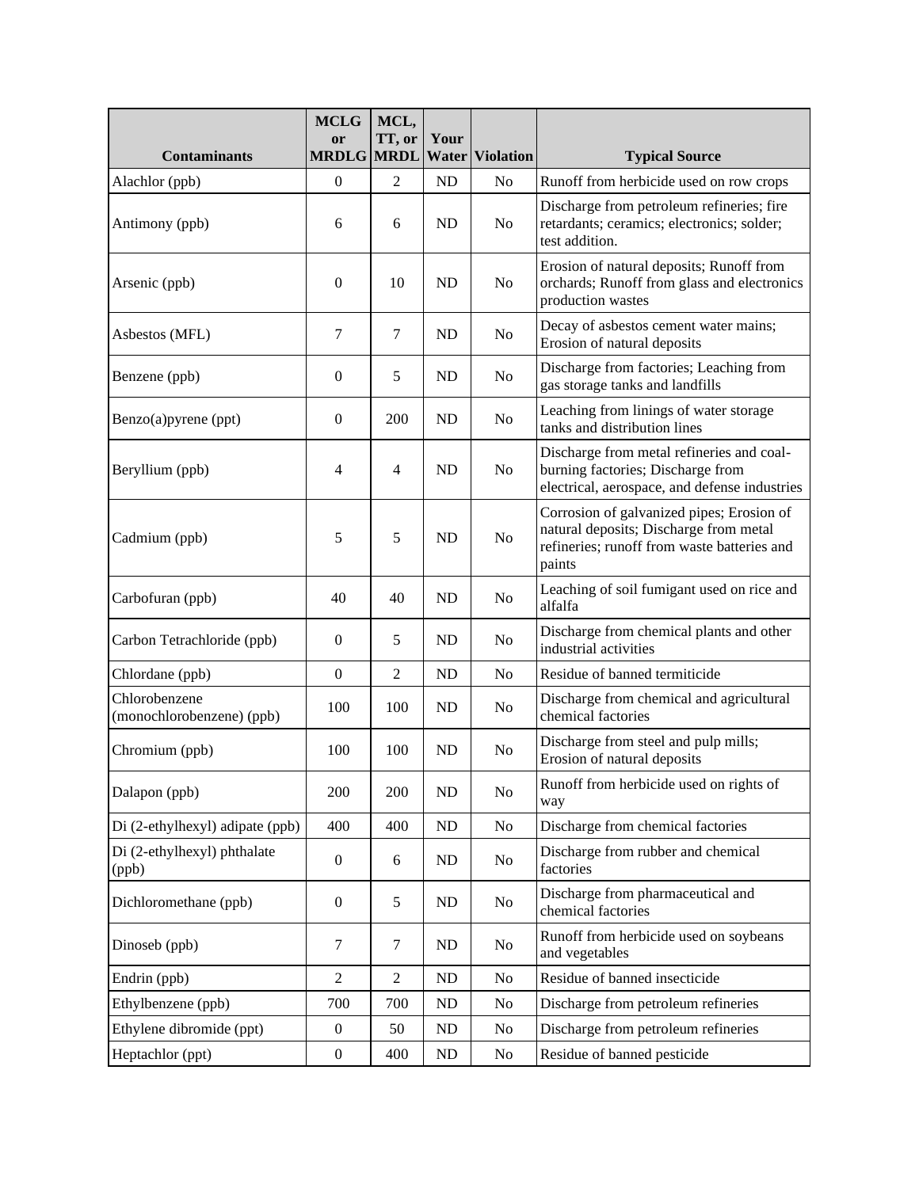| Contaminants | MCLG or MRDLG | MCL, TT, or MRDL | Your Water | Violation | Typical Source |
|---|---|---|---|---|---|
| Alachlor (ppb) | 0 | 2 | ND | No | Runoff from herbicide used on row crops |
| Antimony (ppb) | 6 | 6 | ND | No | Discharge from petroleum refineries; fire retardants; ceramics; electronics; solder; test addition. |
| Arsenic (ppb) | 0 | 10 | ND | No | Erosion of natural deposits; Runoff from orchards; Runoff from glass and electronics production wastes |
| Asbestos (MFL) | 7 | 7 | ND | No | Decay of asbestos cement water mains; Erosion of natural deposits |
| Benzene (ppb) | 0 | 5 | ND | No | Discharge from factories; Leaching from gas storage tanks and landfills |
| Benzo(a)pyrene (ppt) | 0 | 200 | ND | No | Leaching from linings of water storage tanks and distribution lines |
| Beryllium (ppb) | 4 | 4 | ND | No | Discharge from metal refineries and coal-burning factories; Discharge from electrical, aerospace, and defense industries |
| Cadmium (ppb) | 5 | 5 | ND | No | Corrosion of galvanized pipes; Erosion of natural deposits; Discharge from metal refineries; runoff from waste batteries and paints |
| Carbofuran (ppb) | 40 | 40 | ND | No | Leaching of soil fumigant used on rice and alfalfa |
| Carbon Tetrachloride (ppb) | 0 | 5 | ND | No | Discharge from chemical plants and other industrial activities |
| Chlordane (ppb) | 0 | 2 | ND | No | Residue of banned termiticide |
| Chlorobenzene (monochlorobenzene) (ppb) | 100 | 100 | ND | No | Discharge from chemical and agricultural chemical factories |
| Chromium (ppb) | 100 | 100 | ND | No | Discharge from steel and pulp mills; Erosion of natural deposits |
| Dalapon (ppb) | 200 | 200 | ND | No | Runoff from herbicide used on rights of way |
| Di (2-ethylhexyl) adipate (ppb) | 400 | 400 | ND | No | Discharge from chemical factories |
| Di (2-ethylhexyl) phthalate (ppb) | 0 | 6 | ND | No | Discharge from rubber and chemical factories |
| Dichloromethane (ppb) | 0 | 5 | ND | No | Discharge from pharmaceutical and chemical factories |
| Dinoseb (ppb) | 7 | 7 | ND | No | Runoff from herbicide used on soybeans and vegetables |
| Endrin (ppb) | 2 | 2 | ND | No | Residue of banned insecticide |
| Ethylbenzene (ppb) | 700 | 700 | ND | No | Discharge from petroleum refineries |
| Ethylene dibromide (ppt) | 0 | 50 | ND | No | Discharge from petroleum refineries |
| Heptachlor (ppt) | 0 | 400 | ND | No | Residue of banned pesticide |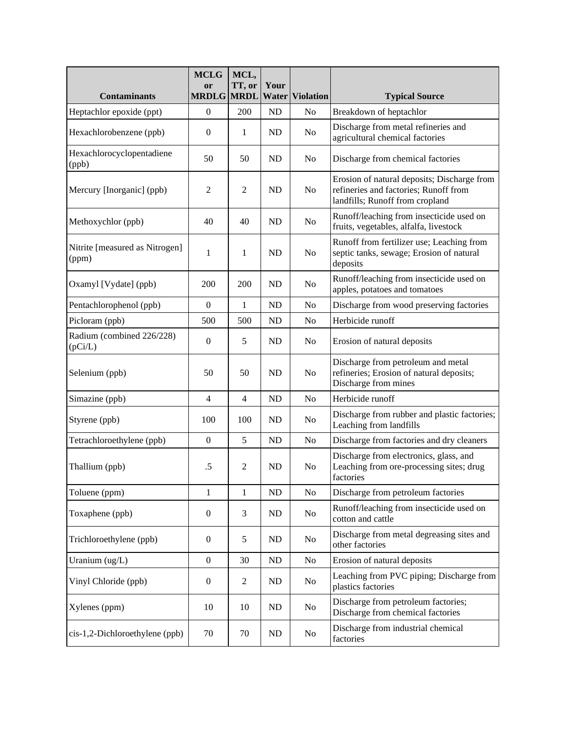| Contaminants | MCLG or MRDLG | MCL, TT, or MRDL | Your Water | Violation | Typical Source |
|---|---|---|---|---|---|
| Heptachlor epoxide (ppt) | 0 | 200 | ND | No | Breakdown of heptachlor |
| Hexachlorobenzene (ppb) | 0 | 1 | ND | No | Discharge from metal refineries and agricultural chemical factories |
| Hexachlorocyclopentadiene (ppb) | 50 | 50 | ND | No | Discharge from chemical factories |
| Mercury [Inorganic] (ppb) | 2 | 2 | ND | No | Erosion of natural deposits; Discharge from refineries and factories; Runoff from landfills; Runoff from cropland |
| Methoxychlor (ppb) | 40 | 40 | ND | No | Runoff/leaching from insecticide used on fruits, vegetables, alfalfa, livestock |
| Nitrite [measured as Nitrogen] (ppm) | 1 | 1 | ND | No | Runoff from fertilizer use; Leaching from septic tanks, sewage; Erosion of natural deposits |
| Oxamyl [Vydate] (ppb) | 200 | 200 | ND | No | Runoff/leaching from insecticide used on apples, potatoes and tomatoes |
| Pentachlorophenol (ppb) | 0 | 1 | ND | No | Discharge from wood preserving factories |
| Picloram (ppb) | 500 | 500 | ND | No | Herbicide runoff |
| Radium (combined 226/228) (pCi/L) | 0 | 5 | ND | No | Erosion of natural deposits |
| Selenium (ppb) | 50 | 50 | ND | No | Discharge from petroleum and metal refineries; Erosion of natural deposits; Discharge from mines |
| Simazine (ppb) | 4 | 4 | ND | No | Herbicide runoff |
| Styrene (ppb) | 100 | 100 | ND | No | Discharge from rubber and plastic factories; Leaching from landfills |
| Tetrachloroethylene (ppb) | 0 | 5 | ND | No | Discharge from factories and dry cleaners |
| Thallium (ppb) | .5 | 2 | ND | No | Discharge from electronics, glass, and Leaching from ore-processing sites; drug factories |
| Toluene (ppm) | 1 | 1 | ND | No | Discharge from petroleum factories |
| Toxaphene (ppb) | 0 | 3 | ND | No | Runoff/leaching from insecticide used on cotton and cattle |
| Trichloroethylene (ppb) | 0 | 5 | ND | No | Discharge from metal degreasing sites and other factories |
| Uranium (ug/L) | 0 | 30 | ND | No | Erosion of natural deposits |
| Vinyl Chloride (ppb) | 0 | 2 | ND | No | Leaching from PVC piping; Discharge from plastics factories |
| Xylenes (ppm) | 10 | 10 | ND | No | Discharge from petroleum factories; Discharge from chemical factories |
| cis-1,2-Dichloroethylene (ppb) | 70 | 70 | ND | No | Discharge from industrial chemical factories |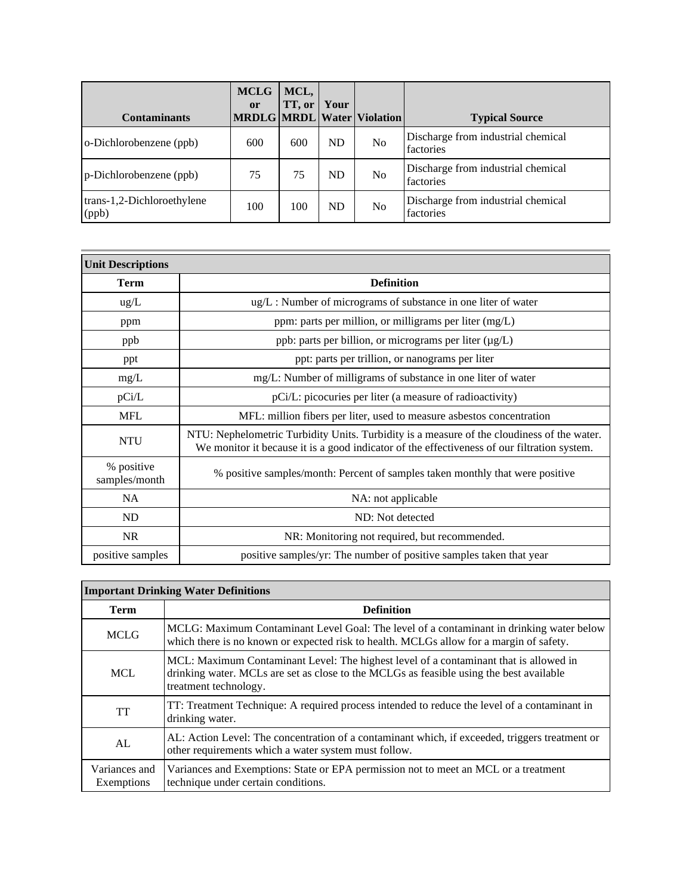| Contaminants | MCLG or MRDLG | MCL, TT, or MRDL | Your Water | Violation | Typical Source |
|---|---|---|---|---|---|
| o-Dichlorobenzene (ppb) | 600 | 600 | ND | No | Discharge from industrial chemical factories |
| p-Dichlorobenzene (ppb) | 75 | 75 | ND | No | Discharge from industrial chemical factories |
| trans-1,2-Dichloroethylene (ppb) | 100 | 100 | ND | No | Discharge from industrial chemical factories |

| Unit Descriptions | |
|---|---|
| **Term** | **Definition** |
| ug/L | ug/L : Number of micrograms of substance in one liter of water |
| ppm | ppm: parts per million, or milligrams per liter (mg/L) |
| ppb | ppb: parts per billion, or micrograms per liter (μg/L) |
| ppt | ppt: parts per trillion, or nanograms per liter |
| mg/L | mg/L: Number of milligrams of substance in one liter of water |
| pCi/L | pCi/L: picocuries per liter (a measure of radioactivity) |
| MFL | MFL: million fibers per liter, used to measure asbestos concentration |
| NTU | NTU: Nephelometric Turbidity Units. Turbidity is a measure of the cloudiness of the water. We monitor it because it is a good indicator of the effectiveness of our filtration system. |
| % positive samples/month | % positive samples/month: Percent of samples taken monthly that were positive |
| NA | NA: not applicable |
| ND | ND: Not detected |
| NR | NR: Monitoring not required, but recommended. |
| positive samples | positive samples/yr: The number of positive samples taken that year |

| Important Drinking Water Definitions | |
|---|---|
| **Term** | **Definition** |
| MCLG | MCLG: Maximum Contaminant Level Goal: The level of a contaminant in drinking water below which there is no known or expected risk to health. MCLGs allow for a margin of safety. |
| MCL | MCL: Maximum Contaminant Level: The highest level of a contaminant that is allowed in drinking water. MCLs are set as close to the MCLGs as feasible using the best available treatment technology. |
| TT | TT: Treatment Technique: A required process intended to reduce the level of a contaminant in drinking water. |
| AL | AL: Action Level: The concentration of a contaminant which, if exceeded, triggers treatment or other requirements which a water system must follow. |
| Variances and Exemptions | Variances and Exemptions: State or EPA permission not to meet an MCL or a treatment technique under certain conditions. |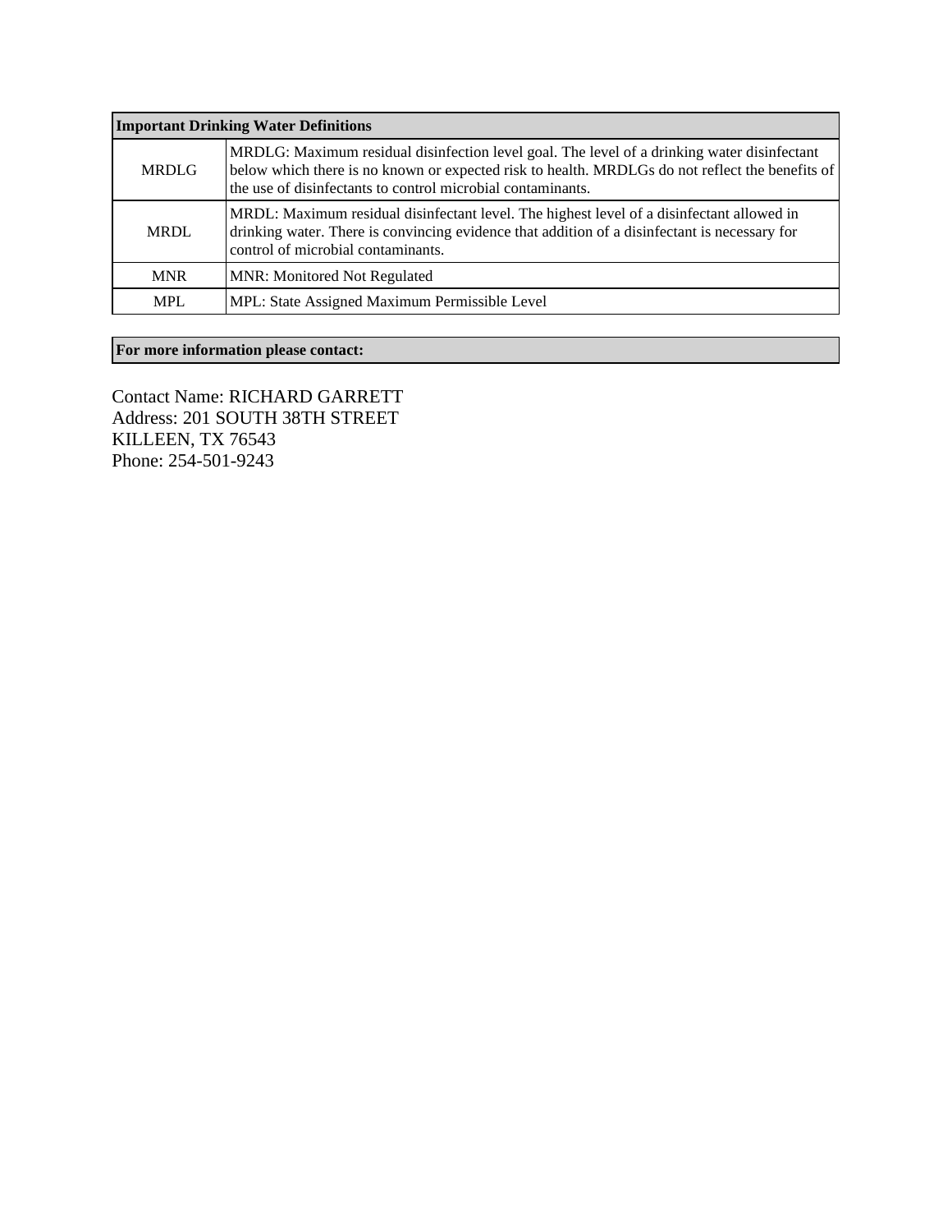| Important Drinking Water Definitions | |
|---|---|
| MRDLG | MRDLG: Maximum residual disinfection level goal. The level of a drinking water disinfectant below which there is no known or expected risk to health. MRDLGs do not reflect the benefits of the use of disinfectants to control microbial contaminants. |
| MRDL | MRDL: Maximum residual disinfectant level. The highest level of a disinfectant allowed in drinking water. There is convincing evidence that addition of a disinfectant is necessary for control of microbial contaminants. |
| MNR | MNR: Monitored Not Regulated |
| MPL | MPL: State Assigned Maximum Permissible Level |

**For more information please contact:**

Contact Name: RICHARD GARRETT
Address: 201 SOUTH 38TH STREET
KILLEEN, TX 76543
Phone: 254-501-9243